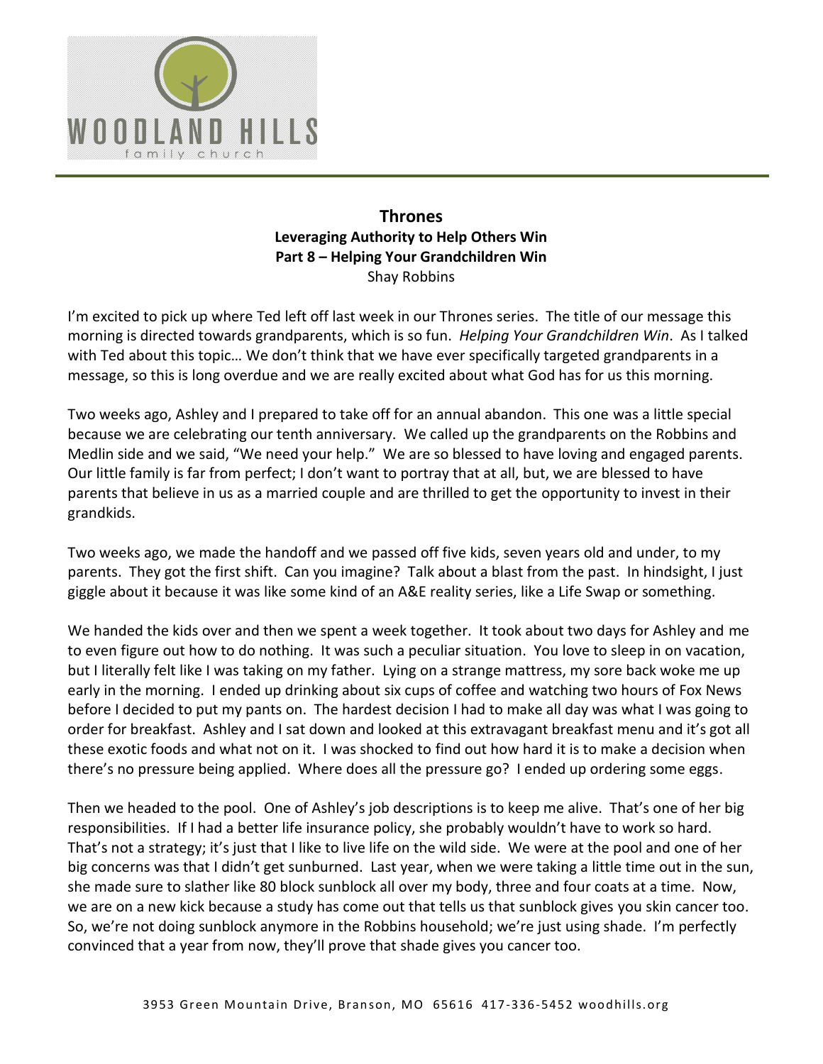# Thrones

## Leveraging Authority to Help Others Win

## Part 8 – Helping Your Grandchildren Win

Shay Robbins

I'm excited to pick up where Ted left off last week in our Thrones series. The title of our message this morning is directed towards grandparents, which is so fun. *Helping Your Grandchildren Win*. As I talked with Ted about this topic… We don't think that we have ever specifically targeted grandparents in a message, so this is long overdue and we are really excited about what God has for us this morning.

Two weeks ago, Ashley and I prepared to take off for an annual abandon. This one was a little special because we are celebrating our tenth anniversary. We called up the grandparents on the Robbins and Medlin side and we said, "We need your help." We are so blessed to have loving and engaged parents. Our little family is far from perfect; I don't want to portray that at all, but, we are blessed to have parents that believe in us as a married couple and are thrilled to get the opportunity to invest in their grandkids.

Two weeks ago, we made the handoff and we passed off five kids, seven years old and under, to my parents. They got the first shift. Can you imagine? Talk about a blast from the past. In hindsight, I just giggle about it because it was like some kind of an A&E reality series, like a Life Swap or something.

We handed the kids over and then we spent a week together. It took about two days for Ashley and me to even figure out how to do nothing. It was such a peculiar situation. You love to sleep in on vacation, but I literally felt like I was taking on my father. Lying on a strange mattress, my sore back woke me up early in the morning. I ended up drinking about six cups of coffee and watching two hours of Fox News before I decided to put my pants on. The hardest decision I had to make all day was what I was going to order for breakfast. Ashley and I sat down and looked at this extravagant breakfast menu and it's got all these exotic foods and what not on it. I was shocked to find out how hard it is to make a decision when there's no pressure being applied. Where does all the pressure go? I ended up ordering some eggs.

Then we headed to the pool. One of Ashley's job descriptions is to keep me alive. That's one of her big responsibilities. If I had a better life insurance policy, she probably wouldn't have to work so hard. That's not a strategy; it's just that I like to live life on the wild side. We were at the pool and one of her big concerns was that I didn't get sunburned. Last year, when we were taking a little time out in the sun, she made sure to slather like 80 block sunblock all over my body, three and four coats at a time. Now, we are on a new kick because a study has come out that tells us that sunblock gives you skin cancer too. So, we're not doing sunblock anymore in the Robbins household; we're just using shade. I'm perfectly convinced that a year from now, they'll prove that shade gives you cancer too.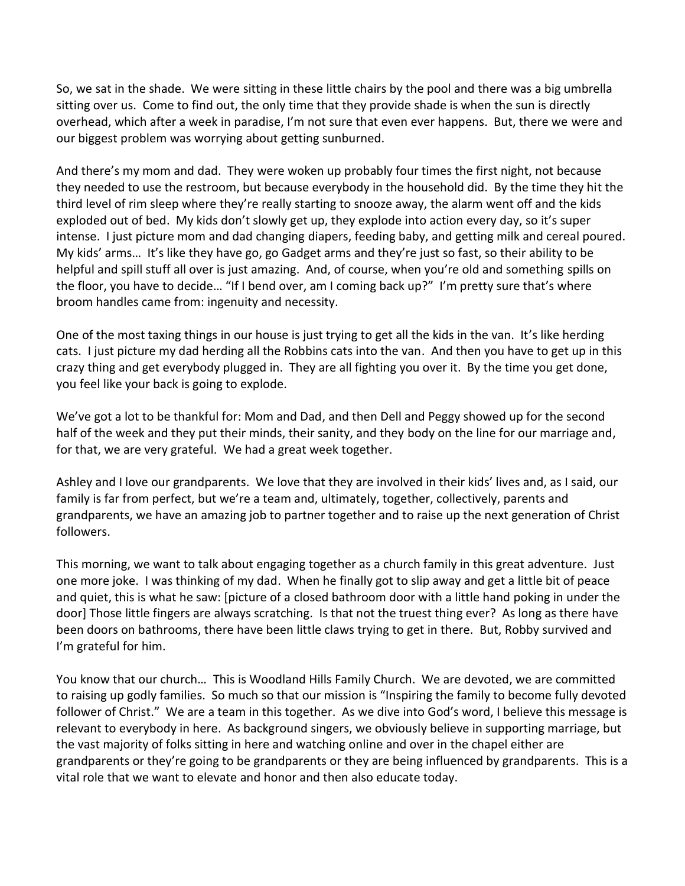So, we sat in the shade. We were sitting in these little chairs by the pool and there was a big umbrella sitting over us. Come to find out, the only time that they provide shade is when the sun is directly overhead, which after a week in paradise, I'm not sure that even ever happens. But, there we were and our biggest problem was worrying about getting sunburned.

And there's my mom and dad. They were woken up probably four times the first night, not because they needed to use the restroom, but because everybody in the household did. By the time they hit the third level of rim sleep where they're really starting to snooze away, the alarm went off and the kids exploded out of bed. My kids don't slowly get up, they explode into action every day, so it's super intense. I just picture mom and dad changing diapers, feeding baby, and getting milk and cereal poured. My kids' arms… It's like they have go, go Gadget arms and they're just so fast, so their ability to be helpful and spill stuff all over is just amazing. And, of course, when you're old and something spills on the floor, you have to decide… "If I bend over, am I coming back up?" I'm pretty sure that's where broom handles came from: ingenuity and necessity.

One of the most taxing things in our house is just trying to get all the kids in the van. It's like herding cats. I just picture my dad herding all the Robbins cats into the van. And then you have to get up in this crazy thing and get everybody plugged in. They are all fighting you over it. By the time you get done, you feel like your back is going to explode.

We've got a lot to be thankful for: Mom and Dad, and then Dell and Peggy showed up for the second half of the week and they put their minds, their sanity, and they body on the line for our marriage and, for that, we are very grateful. We had a great week together.

Ashley and I love our grandparents. We love that they are involved in their kids' lives and, as I said, our family is far from perfect, but we're a team and, ultimately, together, collectively, parents and grandparents, we have an amazing job to partner together and to raise up the next generation of Christ followers.

This morning, we want to talk about engaging together as a church family in this great adventure. Just one more joke. I was thinking of my dad. When he finally got to slip away and get a little bit of peace and quiet, this is what he saw: [picture of a closed bathroom door with a little hand poking in under the door] Those little fingers are always scratching. Is that not the truest thing ever? As long as there have been doors on bathrooms, there have been little claws trying to get in there. But, Robby survived and I'm grateful for him.

You know that our church… This is Woodland Hills Family Church. We are devoted, we are committed to raising up godly families. So much so that our mission is "Inspiring the family to become fully devoted follower of Christ." We are a team in this together. As we dive into God's word, I believe this message is relevant to everybody in here. As background singers, we obviously believe in supporting marriage, but the vast majority of folks sitting in here and watching online and over in the chapel either are grandparents or they're going to be grandparents or they are being influenced by grandparents. This is a vital role that we want to elevate and honor and then also educate today.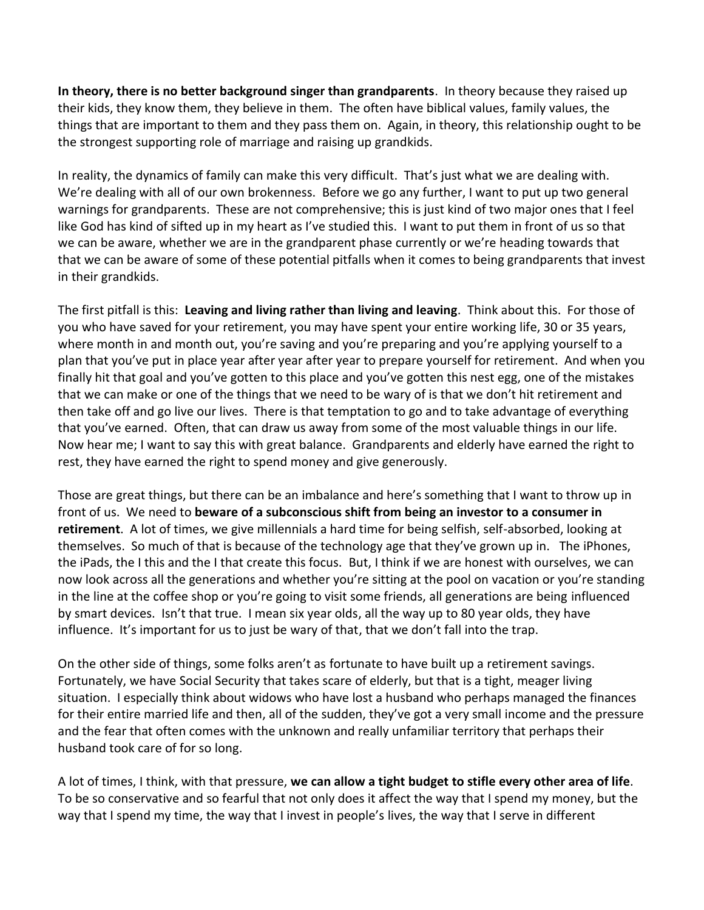**In theory, there is no better background singer than grandparents**. In theory because they raised up their kids, they know them, they believe in them. The often have biblical values, family values, the things that are important to them and they pass them on. Again, in theory, this relationship ought to be the strongest supporting role of marriage and raising up grandkids.

In reality, the dynamics of family can make this very difficult. That's just what we are dealing with. We're dealing with all of our own brokenness. Before we go any further, I want to put up two general warnings for grandparents. These are not comprehensive; this is just kind of two major ones that I feel like God has kind of sifted up in my heart as I've studied this. I want to put them in front of us so that we can be aware, whether we are in the grandparent phase currently or we're heading towards that that we can be aware of some of these potential pitfalls when it comes to being grandparents that invest in their grandkids.

The first pitfall is this: **Leaving and living rather than living and leaving**. Think about this. For those of you who have saved for your retirement, you may have spent your entire working life, 30 or 35 years, where month in and month out, you're saving and you're preparing and you're applying yourself to a plan that you've put in place year after year after year to prepare yourself for retirement. And when you finally hit that goal and you've gotten to this place and you've gotten this nest egg, one of the mistakes that we can make or one of the things that we need to be wary of is that we don't hit retirement and then take off and go live our lives. There is that temptation to go and to take advantage of everything that you've earned. Often, that can draw us away from some of the most valuable things in our life. Now hear me; I want to say this with great balance. Grandparents and elderly have earned the right to rest, they have earned the right to spend money and give generously.

Those are great things, but there can be an imbalance and here's something that I want to throw up in front of us. We need to **beware of a subconscious shift from being an investor to a consumer in retirement**. A lot of times, we give millennials a hard time for being selfish, self-absorbed, looking at themselves. So much of that is because of the technology age that they've grown up in. The iPhones, the iPads, the I this and the I that create this focus. But, I think if we are honest with ourselves, we can now look across all the generations and whether you're sitting at the pool on vacation or you're standing in the line at the coffee shop or you're going to visit some friends, all generations are being influenced by smart devices. Isn't that true. I mean six year olds, all the way up to 80 year olds, they have influence. It's important for us to just be wary of that, that we don't fall into the trap.

On the other side of things, some folks aren't as fortunate to have built up a retirement savings. Fortunately, we have Social Security that takes scare of elderly, but that is a tight, meager living situation. I especially think about widows who have lost a husband who perhaps managed the finances for their entire married life and then, all of the sudden, they've got a very small income and the pressure and the fear that often comes with the unknown and really unfamiliar territory that perhaps their husband took care of for so long.

A lot of times, I think, with that pressure, **we can allow a tight budget to stifle every other area of life**. To be so conservative and so fearful that not only does it affect the way that I spend my money, but the way that I spend my time, the way that I invest in people's lives, the way that I serve in different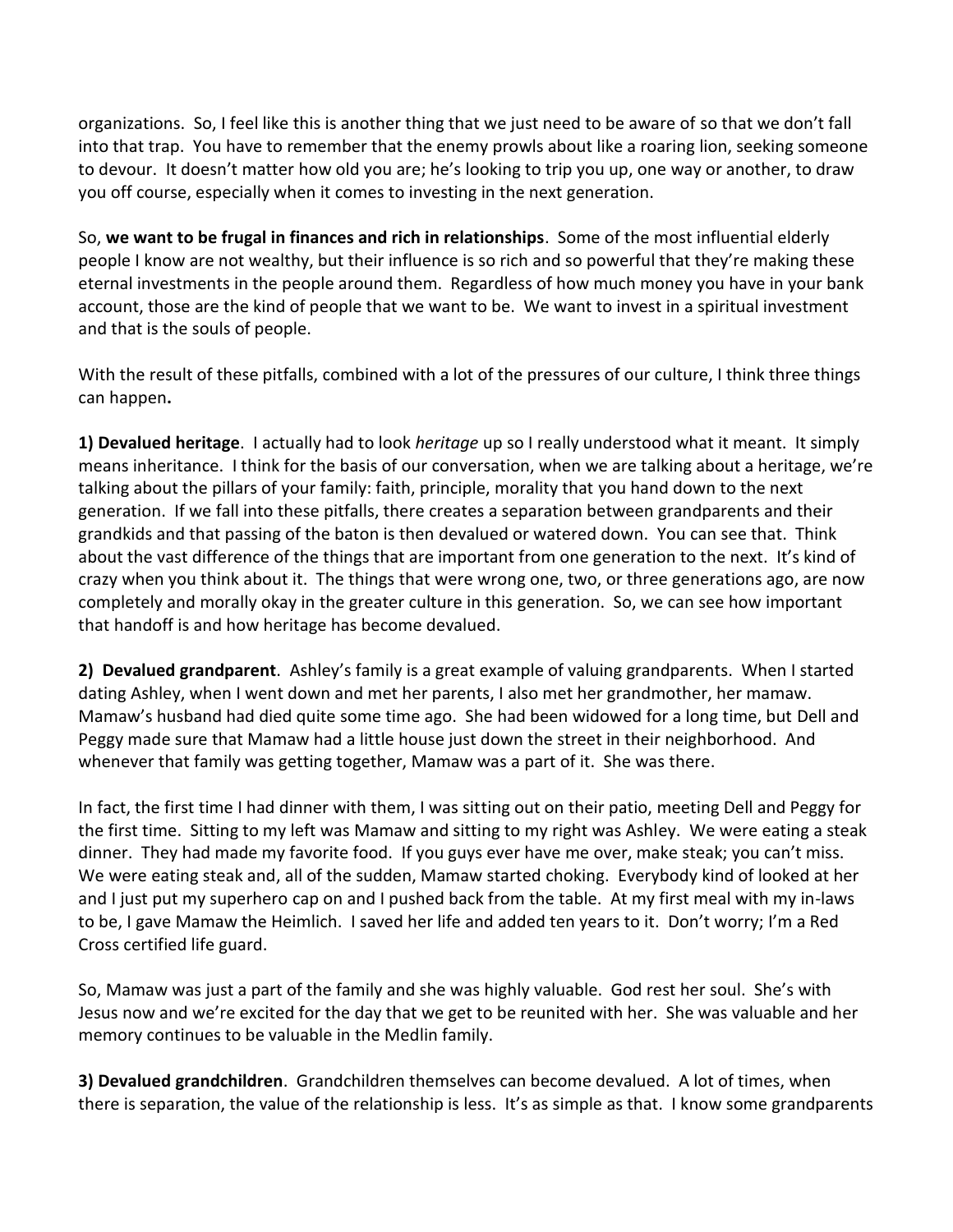organizations. So, I feel like this is another thing that we just need to be aware of so that we don't fall into that trap. You have to remember that the enemy prowls about like a roaring lion, seeking someone to devour. It doesn't matter how old you are; he's looking to trip you up, one way or another, to draw you off course, especially when it comes to investing in the next generation.

So, **we want to be frugal in finances and rich in relationships**. Some of the most influential elderly people I know are not wealthy, but their influence is so rich and so powerful that they're making these eternal investments in the people around them. Regardless of how much money you have in your bank account, those are the kind of people that we want to be. We want to invest in a spiritual investment and that is the souls of people.

With the result of these pitfalls, combined with a lot of the pressures of our culture, I think three things can happen**.**

**1) Devalued heritage**. I actually had to look *heritage* up so I really understood what it meant. It simply means inheritance. I think for the basis of our conversation, when we are talking about a heritage, we're talking about the pillars of your family: faith, principle, morality that you hand down to the next generation. If we fall into these pitfalls, there creates a separation between grandparents and their grandkids and that passing of the baton is then devalued or watered down. You can see that. Think about the vast difference of the things that are important from one generation to the next. It's kind of crazy when you think about it. The things that were wrong one, two, or three generations ago, are now completely and morally okay in the greater culture in this generation. So, we can see how important that handoff is and how heritage has become devalued.

**2) Devalued grandparent**. Ashley's family is a great example of valuing grandparents. When I started dating Ashley, when I went down and met her parents, I also met her grandmother, her mamaw. Mamaw's husband had died quite some time ago. She had been widowed for a long time, but Dell and Peggy made sure that Mamaw had a little house just down the street in their neighborhood. And whenever that family was getting together, Mamaw was a part of it. She was there.

In fact, the first time I had dinner with them, I was sitting out on their patio, meeting Dell and Peggy for the first time. Sitting to my left was Mamaw and sitting to my right was Ashley. We were eating a steak dinner. They had made my favorite food. If you guys ever have me over, make steak; you can't miss. We were eating steak and, all of the sudden, Mamaw started choking. Everybody kind of looked at her and I just put my superhero cap on and I pushed back from the table. At my first meal with my in-laws to be, I gave Mamaw the Heimlich. I saved her life and added ten years to it. Don't worry; I'm a Red Cross certified life guard.

So, Mamaw was just a part of the family and she was highly valuable. God rest her soul. She's with Jesus now and we're excited for the day that we get to be reunited with her. She was valuable and her memory continues to be valuable in the Medlin family.

**3) Devalued grandchildren**. Grandchildren themselves can become devalued. A lot of times, when there is separation, the value of the relationship is less. It's as simple as that. I know some grandparents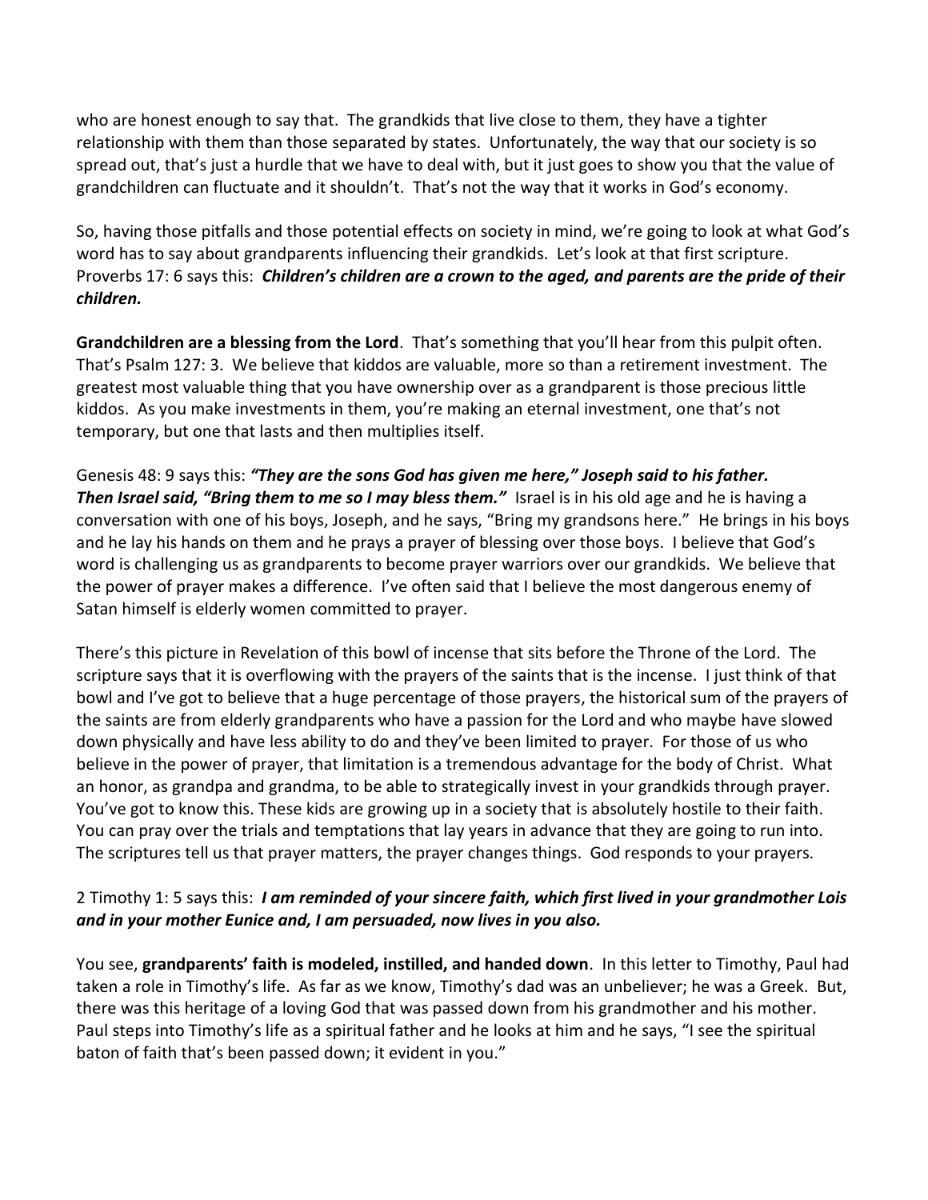who are honest enough to say that. The grandkids that live close to them, they have a tighter relationship with them than those separated by states. Unfortunately, the way that our society is so spread out, that's just a hurdle that we have to deal with, but it just goes to show you that the value of grandchildren can fluctuate and it shouldn't. That's not the way that it works in God's economy.

So, having those pitfalls and those potential effects on society in mind, we're going to look at what God's word has to say about grandparents influencing their grandkids. Let's look at that first scripture. Proverbs 17: 6 says this: ***Children's children are a crown to the aged, and parents are the pride of their children.***

**Grandchildren are a blessing from the Lord**. That's something that you'll hear from this pulpit often. That's Psalm 127: 3. We believe that kiddos are valuable, more so than a retirement investment. The greatest most valuable thing that you have ownership over as a grandparent is those precious little kiddos. As you make investments in them, you're making an eternal investment, one that's not temporary, but one that lasts and then multiplies itself.

Genesis 48: 9 says this: ***"They are the sons God has given me here," Joseph said to his father. Then Israel said, "Bring them to me so I may bless them."*** Israel is in his old age and he is having a conversation with one of his boys, Joseph, and he says, "Bring my grandsons here." He brings in his boys and he lay his hands on them and he prays a prayer of blessing over those boys. I believe that God's word is challenging us as grandparents to become prayer warriors over our grandkids. We believe that the power of prayer makes a difference. I've often said that I believe the most dangerous enemy of Satan himself is elderly women committed to prayer.

There's this picture in Revelation of this bowl of incense that sits before the Throne of the Lord. The scripture says that it is overflowing with the prayers of the saints that is the incense. I just think of that bowl and I've got to believe that a huge percentage of those prayers, the historical sum of the prayers of the saints are from elderly grandparents who have a passion for the Lord and who maybe have slowed down physically and have less ability to do and they've been limited to prayer. For those of us who believe in the power of prayer, that limitation is a tremendous advantage for the body of Christ. What an honor, as grandpa and grandma, to be able to strategically invest in your grandkids through prayer. You've got to know this. These kids are growing up in a society that is absolutely hostile to their faith. You can pray over the trials and temptations that lay years in advance that they are going to run into. The scriptures tell us that prayer matters, the prayer changes things. God responds to your prayers.

2 Timothy 1: 5 says this: ***I am reminded of your sincere faith, which first lived in your grandmother Lois and in your mother Eunice and, I am persuaded, now lives in you also.***

You see, **grandparents' faith is modeled, instilled, and handed down**. In this letter to Timothy, Paul had taken a role in Timothy's life. As far as we know, Timothy's dad was an unbeliever; he was a Greek. But, there was this heritage of a loving God that was passed down from his grandmother and his mother. Paul steps into Timothy's life as a spiritual father and he looks at him and he says, "I see the spiritual baton of faith that's been passed down; it evident in you."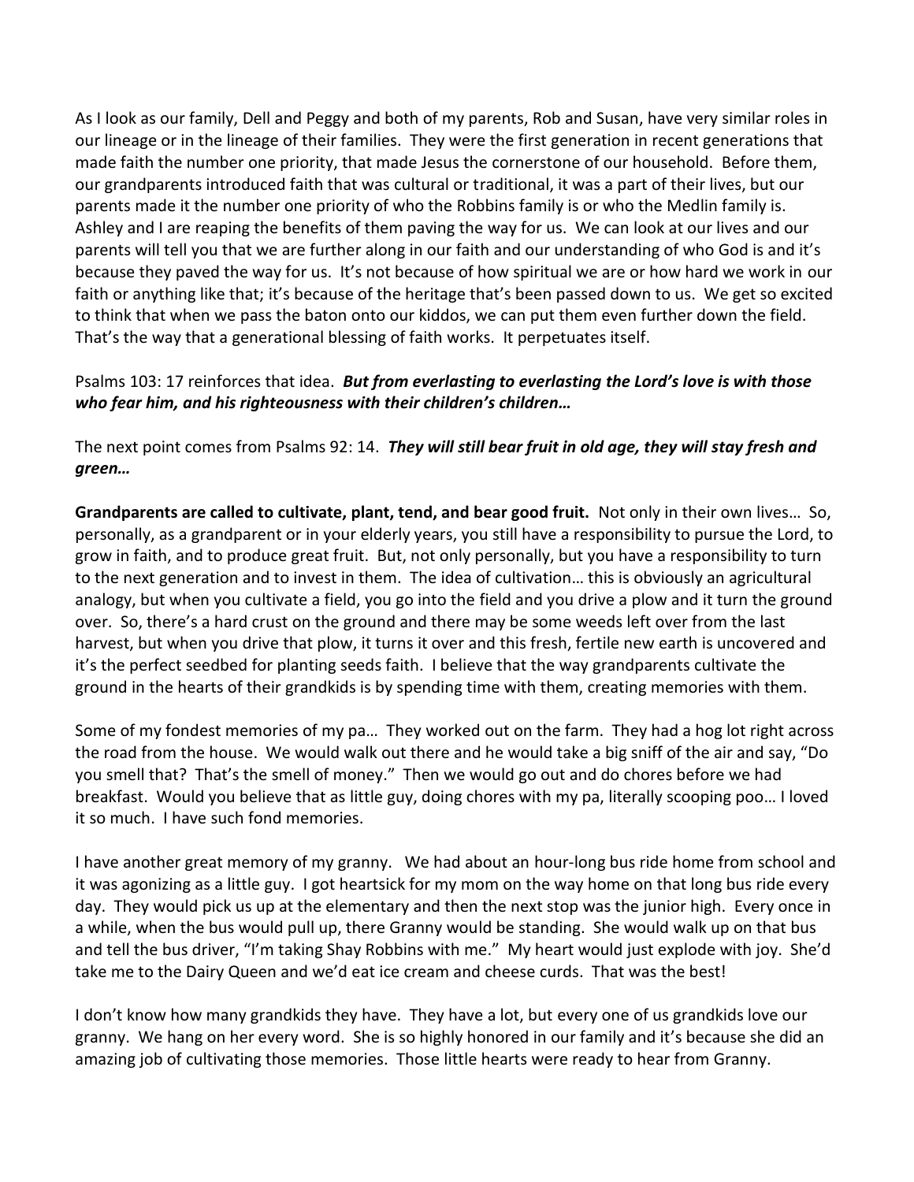As I look as our family, Dell and Peggy and both of my parents, Rob and Susan, have very similar roles in our lineage or in the lineage of their families. They were the first generation in recent generations that made faith the number one priority, that made Jesus the cornerstone of our household. Before them, our grandparents introduced faith that was cultural or traditional, it was a part of their lives, but our parents made it the number one priority of who the Robbins family is or who the Medlin family is. Ashley and I are reaping the benefits of them paving the way for us. We can look at our lives and our parents will tell you that we are further along in our faith and our understanding of who God is and it's because they paved the way for us. It's not because of how spiritual we are or how hard we work in our faith or anything like that; it's because of the heritage that's been passed down to us. We get so excited to think that when we pass the baton onto our kiddos, we can put them even further down the field. That's the way that a generational blessing of faith works. It perpetuates itself.

Psalms 103: 17 reinforces that idea. ***But from everlasting to everlasting the Lord's love is with those who fear him, and his righteousness with their children's children…***

The next point comes from Psalms 92: 14. ***They will still bear fruit in old age, they will stay fresh and green…***

**Grandparents are called to cultivate, plant, tend, and bear good fruit.** Not only in their own lives… So, personally, as a grandparent or in your elderly years, you still have a responsibility to pursue the Lord, to grow in faith, and to produce great fruit. But, not only personally, but you have a responsibility to turn to the next generation and to invest in them. The idea of cultivation… this is obviously an agricultural analogy, but when you cultivate a field, you go into the field and you drive a plow and it turn the ground over. So, there's a hard crust on the ground and there may be some weeds left over from the last harvest, but when you drive that plow, it turns it over and this fresh, fertile new earth is uncovered and it's the perfect seedbed for planting seeds faith. I believe that the way grandparents cultivate the ground in the hearts of their grandkids is by spending time with them, creating memories with them.

Some of my fondest memories of my pa… They worked out on the farm. They had a hog lot right across the road from the house. We would walk out there and he would take a big sniff of the air and say, "Do you smell that? That's the smell of money." Then we would go out and do chores before we had breakfast. Would you believe that as little guy, doing chores with my pa, literally scooping poo… I loved it so much. I have such fond memories.

I have another great memory of my granny. We had about an hour-long bus ride home from school and it was agonizing as a little guy. I got heartsick for my mom on the way home on that long bus ride every day. They would pick us up at the elementary and then the next stop was the junior high. Every once in a while, when the bus would pull up, there Granny would be standing. She would walk up on that bus and tell the bus driver, "I'm taking Shay Robbins with me." My heart would just explode with joy. She'd take me to the Dairy Queen and we'd eat ice cream and cheese curds. That was the best!

I don't know how many grandkids they have. They have a lot, but every one of us grandkids love our granny. We hang on her every word. She is so highly honored in our family and it's because she did an amazing job of cultivating those memories. Those little hearts were ready to hear from Granny.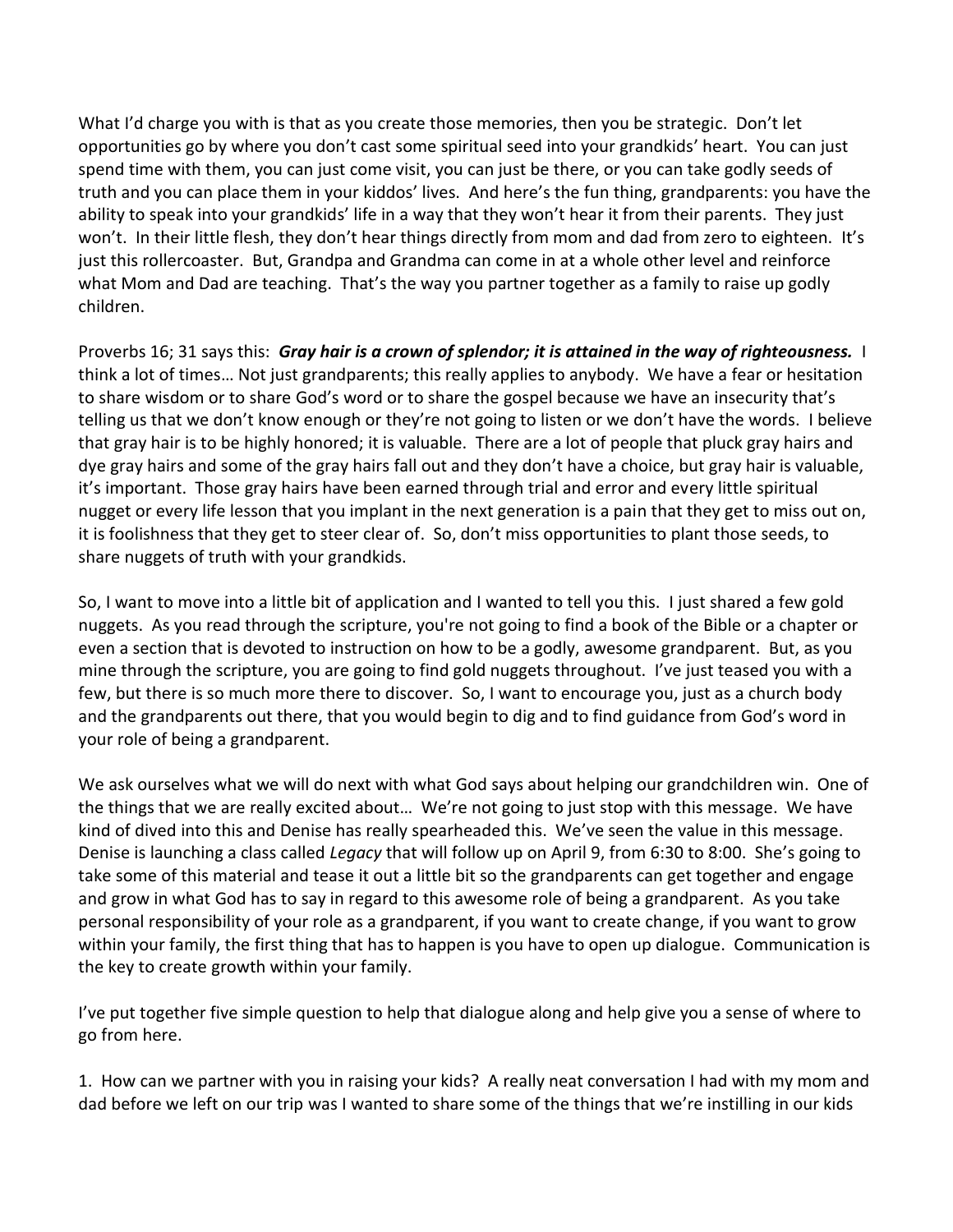What I'd charge you with is that as you create those memories, then you be strategic. Don't let opportunities go by where you don't cast some spiritual seed into your grandkids' heart. You can just spend time with them, you can just come visit, you can just be there, or you can take godly seeds of truth and you can place them in your kiddos' lives. And here's the fun thing, grandparents: you have the ability to speak into your grandkids' life in a way that they won't hear it from their parents. They just won't. In their little flesh, they don't hear things directly from mom and dad from zero to eighteen. It's just this rollercoaster. But, Grandpa and Grandma can come in at a whole other level and reinforce what Mom and Dad are teaching. That's the way you partner together as a family to raise up godly children.

Proverbs 16; 31 says this: ***Gray hair is a crown of splendor; it is attained in the way of righteousness.*** I think a lot of times… Not just grandparents; this really applies to anybody. We have a fear or hesitation to share wisdom or to share God's word or to share the gospel because we have an insecurity that's telling us that we don't know enough or they're not going to listen or we don't have the words. I believe that gray hair is to be highly honored; it is valuable. There are a lot of people that pluck gray hairs and dye gray hairs and some of the gray hairs fall out and they don't have a choice, but gray hair is valuable, it's important. Those gray hairs have been earned through trial and error and every little spiritual nugget or every life lesson that you implant in the next generation is a pain that they get to miss out on, it is foolishness that they get to steer clear of. So, don't miss opportunities to plant those seeds, to share nuggets of truth with your grandkids.

So, I want to move into a little bit of application and I wanted to tell you this. I just shared a few gold nuggets. As you read through the scripture, you're not going to find a book of the Bible or a chapter or even a section that is devoted to instruction on how to be a godly, awesome grandparent. But, as you mine through the scripture, you are going to find gold nuggets throughout. I've just teased you with a few, but there is so much more there to discover. So, I want to encourage you, just as a church body and the grandparents out there, that you would begin to dig and to find guidance from God's word in your role of being a grandparent.

We ask ourselves what we will do next with what God says about helping our grandchildren win. One of the things that we are really excited about… We're not going to just stop with this message. We have kind of dived into this and Denise has really spearheaded this. We've seen the value in this message. Denise is launching a class called *Legacy* that will follow up on April 9, from 6:30 to 8:00. She's going to take some of this material and tease it out a little bit so the grandparents can get together and engage and grow in what God has to say in regard to this awesome role of being a grandparent. As you take personal responsibility of your role as a grandparent, if you want to create change, if you want to grow within your family, the first thing that has to happen is you have to open up dialogue. Communication is the key to create growth within your family.

I've put together five simple question to help that dialogue along and help give you a sense of where to go from here.

1. How can we partner with you in raising your kids? A really neat conversation I had with my mom and dad before we left on our trip was I wanted to share some of the things that we're instilling in our kids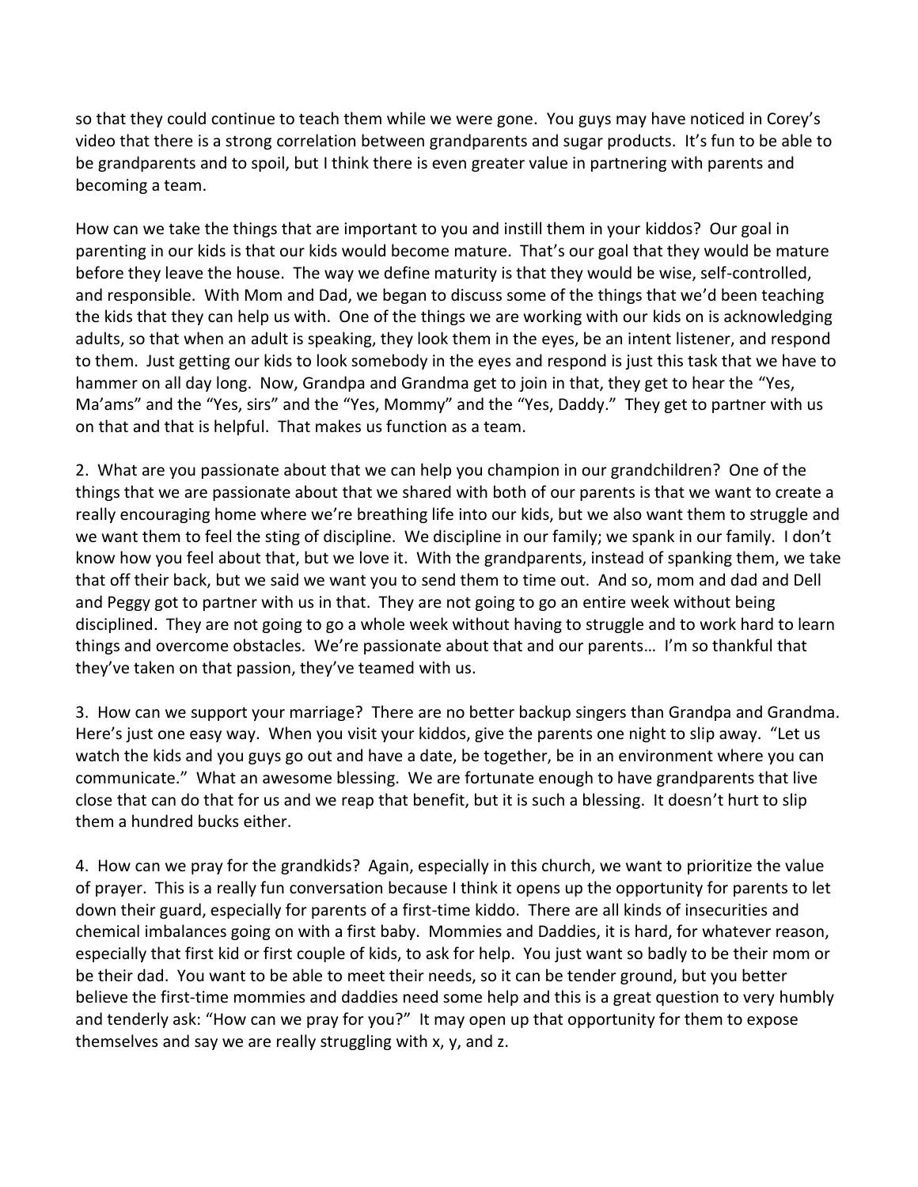so that they could continue to teach them while we were gone. You guys may have noticed in Corey's video that there is a strong correlation between grandparents and sugar products. It's fun to be able to be grandparents and to spoil, but I think there is even greater value in partnering with parents and becoming a team.

How can we take the things that are important to you and instill them in your kiddos? Our goal in parenting in our kids is that our kids would become mature. That's our goal that they would be mature before they leave the house. The way we define maturity is that they would be wise, self-controlled, and responsible. With Mom and Dad, we began to discuss some of the things that we'd been teaching the kids that they can help us with. One of the things we are working with our kids on is acknowledging adults, so that when an adult is speaking, they look them in the eyes, be an intent listener, and respond to them. Just getting our kids to look somebody in the eyes and respond is just this task that we have to hammer on all day long. Now, Grandpa and Grandma get to join in that, they get to hear the "Yes, Ma'ams" and the "Yes, sirs" and the "Yes, Mommy" and the "Yes, Daddy." They get to partner with us on that and that is helpful. That makes us function as a team.

2. What are you passionate about that we can help you champion in our grandchildren? One of the things that we are passionate about that we shared with both of our parents is that we want to create a really encouraging home where we're breathing life into our kids, but we also want them to struggle and we want them to feel the sting of discipline. We discipline in our family; we spank in our family. I don't know how you feel about that, but we love it. With the grandparents, instead of spanking them, we take that off their back, but we said we want you to send them to time out. And so, mom and dad and Dell and Peggy got to partner with us in that. They are not going to go an entire week without being disciplined. They are not going to go a whole week without having to struggle and to work hard to learn things and overcome obstacles. We're passionate about that and our parents… I'm so thankful that they've taken on that passion, they've teamed with us.

3. How can we support your marriage? There are no better backup singers than Grandpa and Grandma. Here's just one easy way. When you visit your kiddos, give the parents one night to slip away. "Let us watch the kids and you guys go out and have a date, be together, be in an environment where you can communicate." What an awesome blessing. We are fortunate enough to have grandparents that live close that can do that for us and we reap that benefit, but it is such a blessing. It doesn't hurt to slip them a hundred bucks either.

4. How can we pray for the grandkids? Again, especially in this church, we want to prioritize the value of prayer. This is a really fun conversation because I think it opens up the opportunity for parents to let down their guard, especially for parents of a first-time kiddo. There are all kinds of insecurities and chemical imbalances going on with a first baby. Mommies and Daddies, it is hard, for whatever reason, especially that first kid or first couple of kids, to ask for help. You just want so badly to be their mom or be their dad. You want to be able to meet their needs, so it can be tender ground, but you better believe the first-time mommies and daddies need some help and this is a great question to very humbly and tenderly ask: "How can we pray for you?" It may open up that opportunity for them to expose themselves and say we are really struggling with x, y, and z.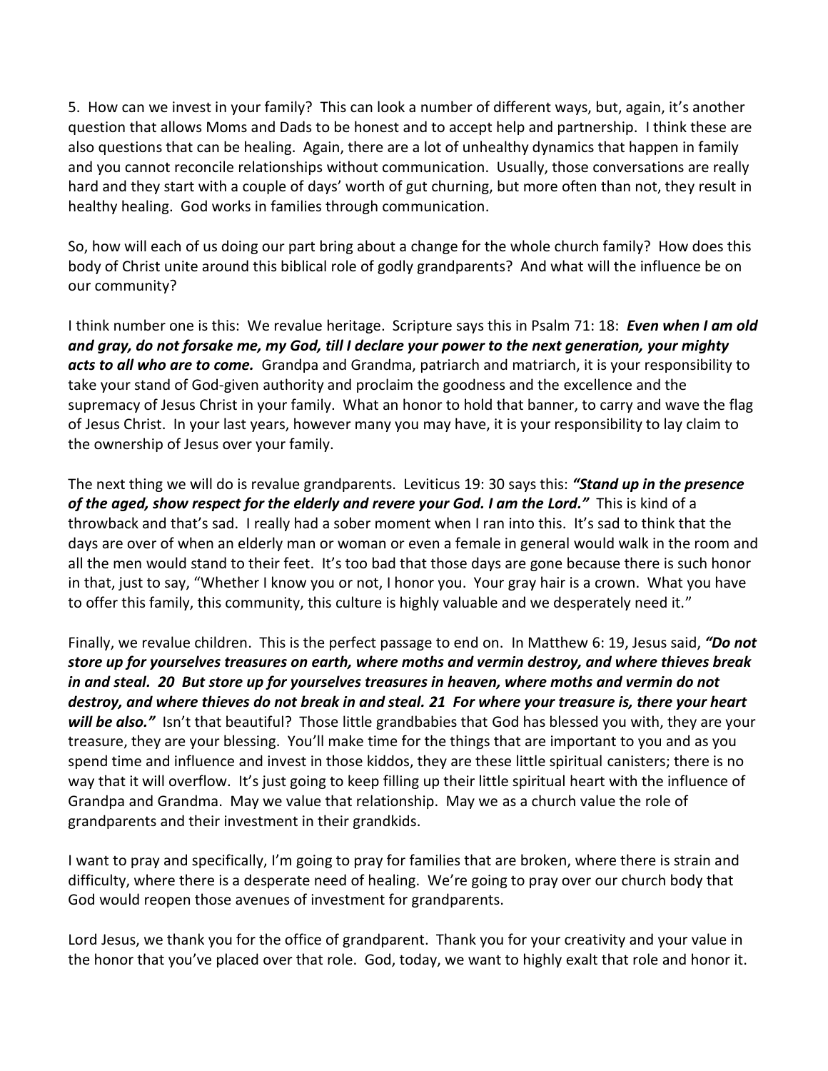5. How can we invest in your family? This can look a number of different ways, but, again, it's another question that allows Moms and Dads to be honest and to accept help and partnership. I think these are also questions that can be healing. Again, there are a lot of unhealthy dynamics that happen in family and you cannot reconcile relationships without communication. Usually, those conversations are really hard and they start with a couple of days' worth of gut churning, but more often than not, they result in healthy healing. God works in families through communication.

So, how will each of us doing our part bring about a change for the whole church family? How does this body of Christ unite around this biblical role of godly grandparents? And what will the influence be on our community?

I think number one is this: We revalue heritage. Scripture says this in Psalm 71: 18: ***Even when I am old and gray, do not forsake me, my God, till I declare your power to the next generation, your mighty acts to all who are to come.*** Grandpa and Grandma, patriarch and matriarch, it is your responsibility to take your stand of God-given authority and proclaim the goodness and the excellence and the supremacy of Jesus Christ in your family. What an honor to hold that banner, to carry and wave the flag of Jesus Christ. In your last years, however many you may have, it is your responsibility to lay claim to the ownership of Jesus over your family.

The next thing we will do is revalue grandparents. Leviticus 19: 30 says this: ***"Stand up in the presence of the aged, show respect for the elderly and revere your God. I am the Lord."*** This is kind of a throwback and that's sad. I really had a sober moment when I ran into this. It's sad to think that the days are over of when an elderly man or woman or even a female in general would walk in the room and all the men would stand to their feet. It's too bad that those days are gone because there is such honor in that, just to say, "Whether I know you or not, I honor you. Your gray hair is a crown. What you have to offer this family, this community, this culture is highly valuable and we desperately need it."

Finally, we revalue children. This is the perfect passage to end on. In Matthew 6: 19, Jesus said, ***"Do not store up for yourselves treasures on earth, where moths and vermin destroy, and where thieves break in and steal. 20 But store up for yourselves treasures in heaven, where moths and vermin do not destroy, and where thieves do not break in and steal. 21 For where your treasure is, there your heart will be also."*** Isn't that beautiful? Those little grandbabies that God has blessed you with, they are your treasure, they are your blessing. You'll make time for the things that are important to you and as you spend time and influence and invest in those kiddos, they are these little spiritual canisters; there is no way that it will overflow. It's just going to keep filling up their little spiritual heart with the influence of Grandpa and Grandma. May we value that relationship. May we as a church value the role of grandparents and their investment in their grandkids.

I want to pray and specifically, I'm going to pray for families that are broken, where there is strain and difficulty, where there is a desperate need of healing. We're going to pray over our church body that God would reopen those avenues of investment for grandparents.

Lord Jesus, we thank you for the office of grandparent. Thank you for your creativity and your value in the honor that you've placed over that role. God, today, we want to highly exalt that role and honor it.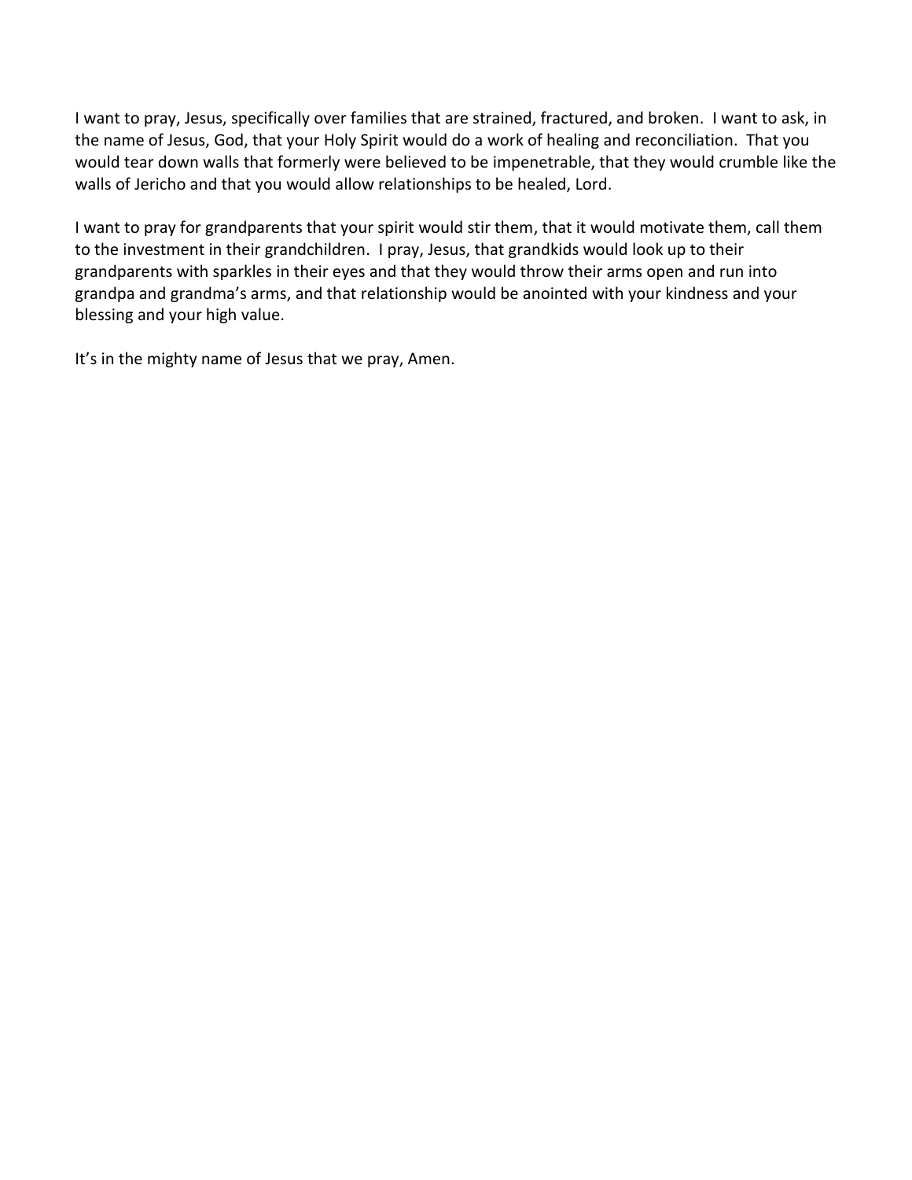I want to pray, Jesus, specifically over families that are strained, fractured, and broken. I want to ask, in the name of Jesus, God, that your Holy Spirit would do a work of healing and reconciliation. That you would tear down walls that formerly were believed to be impenetrable, that they would crumble like the walls of Jericho and that you would allow relationships to be healed, Lord.

I want to pray for grandparents that your spirit would stir them, that it would motivate them, call them to the investment in their grandchildren. I pray, Jesus, that grandkids would look up to their grandparents with sparkles in their eyes and that they would throw their arms open and run into grandpa and grandma's arms, and that relationship would be anointed with your kindness and your blessing and your high value.

It's in the mighty name of Jesus that we pray, Amen.